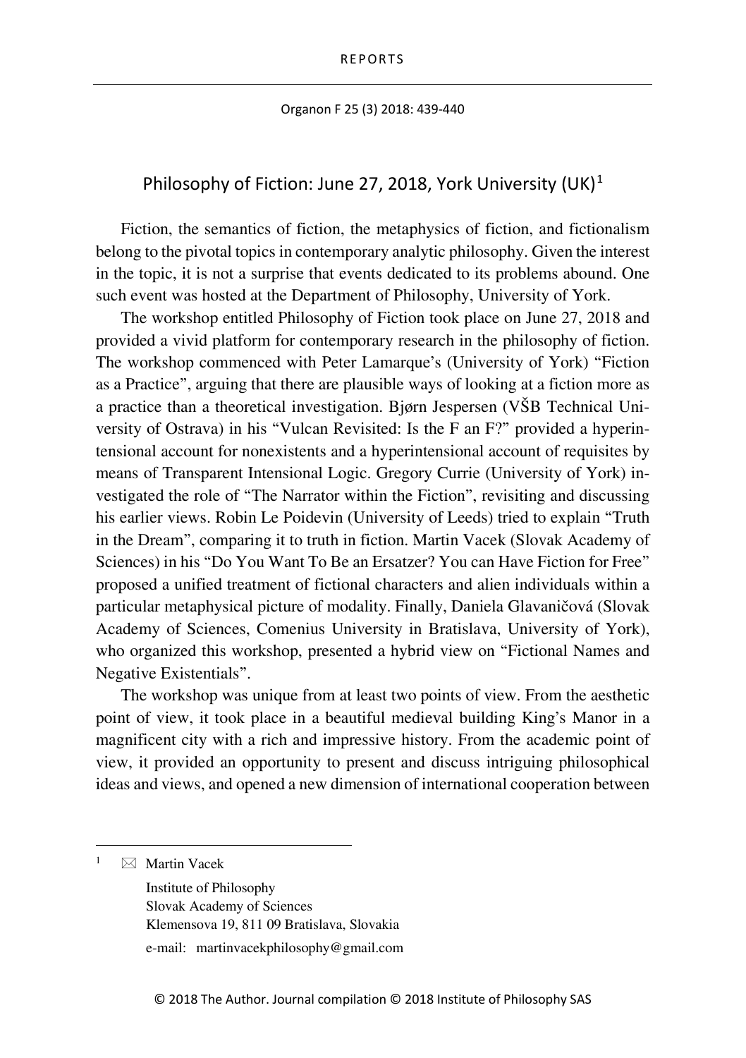# Philosophy of Fiction: June 27, 2018, York University (UK)[1]

Fiction, the semantics of fiction, the metaphysics of fiction, and fictionalism belong to the pivotal topics in contemporary analytic philosophy. Given the interest in the topic, it is not a surprise that events dedicated to its problems abound. One such event was hosted at the Department of Philosophy, University of York.

The workshop entitled Philosophy of Fiction took place on June 27, 2018 and provided a vivid platform for contemporary research in the philosophy of fiction. The workshop commenced with Peter Lamarque's (University of York) "Fiction as a Practice", arguing that there are plausible ways of looking at a fiction more as a practice than a theoretical investigation. Bjørn Jespersen (VŠB Technical University of Ostrava) in his "Vulcan Revisited: Is the F an F?" provided a hyperintensional account for nonexistents and a hyperintensional account of requisites by means of Transparent Intensional Logic. Gregory Currie (University of York) investigated the role of "The Narrator within the Fiction", revisiting and discussing his earlier views. Robin Le Poidevin (University of Leeds) tried to explain "Truth in the Dream", comparing it to truth in fiction. Martin Vacek (Slovak Academy of Sciences) in his "Do You Want To Be an Ersatzer? You can Have Fiction for Free" proposed a unified treatment of fictional characters and alien individuals within a particular metaphysical picture of modality. Finally, Daniela Glavaničová (Slovak Academy of Sciences, Comenius University in Bratislava, University of York), who organized this workshop, presented a hybrid view on "Fictional Names and Negative Existentials".

The workshop was unique from at least two points of view. From the aesthetic point of view, it took place in a beautiful medieval building King's Manor in a magnificent city with a rich and impressive history. From the academic point of view, it provided an opportunity to present and discuss intriguing philosophical ideas and views, and opened a new dimension of international cooperation between

---

[1] ✉ Martin Vacek
Institute of Philosophy
Slovak Academy of Sciences
Klemensova 19, 811 09 Bratislava, Slovakia
e-mail: martinvacekphilosophy@gmail.com

© 2018 The Author. Journal compilation © 2018 Institute of Philosophy SAS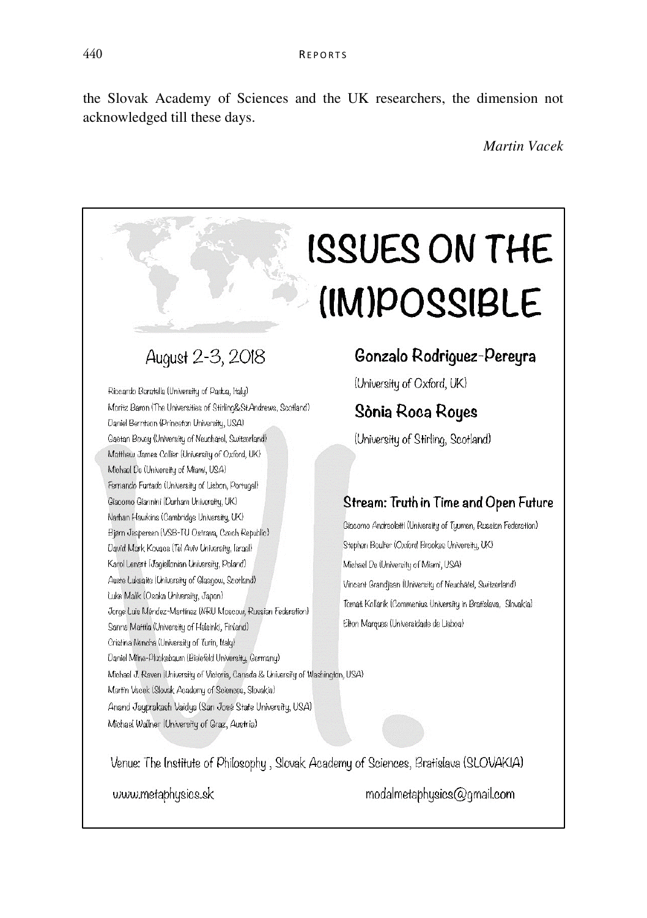the Slovak Academy of Sciences and the UK researchers, the dimension not acknowledged till these days.

*Martin Vacek*

# ISSUES ON THE (IM)POSSIBLE

## August 2-3, 2018

Riccardo Baratella (University of Padua, Italy)
Moritz Baron (The Universities of Stirling&St.Andrews, Scotland)
Daniel Berntson (Princeton University, USA)
Gaetan Bovey (University of Neuchatel, Switzerland)
Matthew James Collier (University of Oxford, UK)
Michael De (University of Miami, USA)
Fernando Furtado (University of Lisbon, Portugal)
Giacomo Giannini (Durham University, UK)
Nathan Hawkins (Cambridge University, UK)
Bjørn Jespersen (VSB-TU Ostrava, Czech Republic)
David Mark Kovacs (Tel Aviv University, Israel)
Karol Lenart (Jagiellonian University, Poland)
Auste Luksaite (University of Glasgow, Scotland)
Luke Malik (Osaka University, Japan)
Jorge Luis Méndez-Martínez (NRU Moscow, Russian Federation)
Sanna Mattila (University of Helsinki, Finland)
Cristina Nencha (University of Turin, Italy)
Daniel Milne-Plückebaum (Bielefeld University, Germany)
Michael J. Raven (University of Victoria, Canada & University of Washington, USA)
Martin Vacek (Slovak Academy of Sciences, Slovakia)
Anand Jayprakash Vaidya (San José State University, USA)
Michael Wallner (University of Graz, Austria)

## Gonzalo Rodriguez-Pereyra

(University of Oxford, UK)

## Sònia Roca Royes

(University of Stirling, Scotland)

### Stream: Truth in Time and Open Future

Giacomo Andreoletti (University of Tyumen, Russian Federation)
Stephen Boulter (Oxford Brookes University, UK)
Michael De (University of Miami, USA)
Vincent Grandjean (University of Neuchâtel, Switzerland)
Tomáš Kollárik (Commenius University in Bratislava, Slovakia)
Elton Marques (Universidade de Lisboa)

Venue: The Institute of Philosophy , Slovak Academy of Sciences, Bratislava (SLOVAKIA)

www.metaphysics.sk

modalmetaphysics@gmail.com